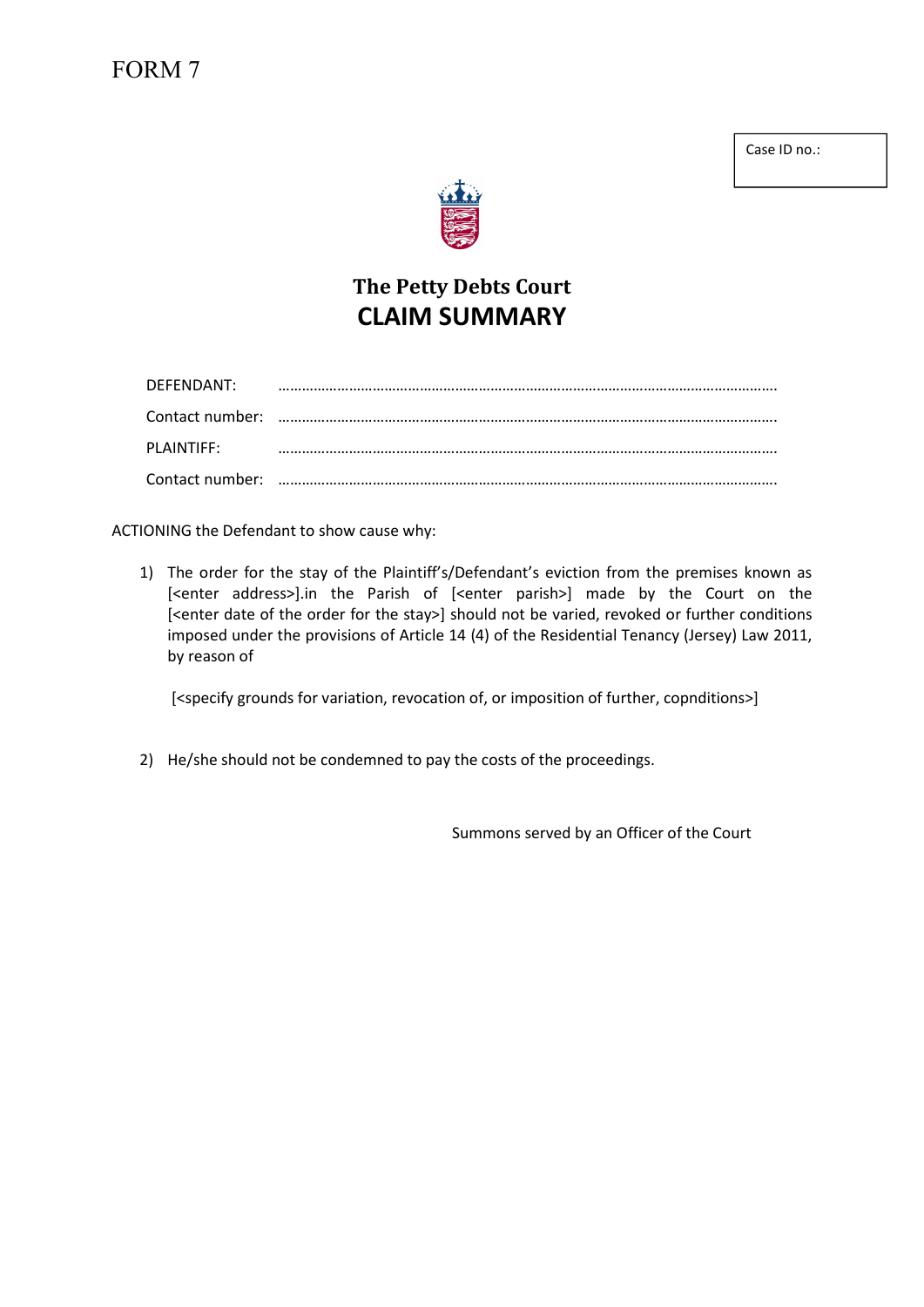FORM 7

Case ID no.:

## The Petty Debts Court
# CLAIM SUMMARY

DEFENDANT: ……………………………………………………………………………………………………………

Contact number: ……………………………………………………………………………………………………………

PLAINTIFF: ……………………………………………………………………………………………………………

Contact number: ……………………………………………………………………………………………………………

ACTIONING the Defendant to show cause why:

1) The order for the stay of the Plaintiff's/Defendant's eviction from the premises known as [<enter address>].in the Parish of [<enter parish>] made by the Court on the [<enter date of the order for the stay>] should not be varied, revoked or further conditions imposed under the provisions of Article 14 (4) of the Residential Tenancy (Jersey) Law 2011, by reason of

   [<specify grounds for variation, revocation of, or imposition of further, copnditions>]

2) He/she should not be condemned to pay the costs of the proceedings.

Summons served by an Officer of the Court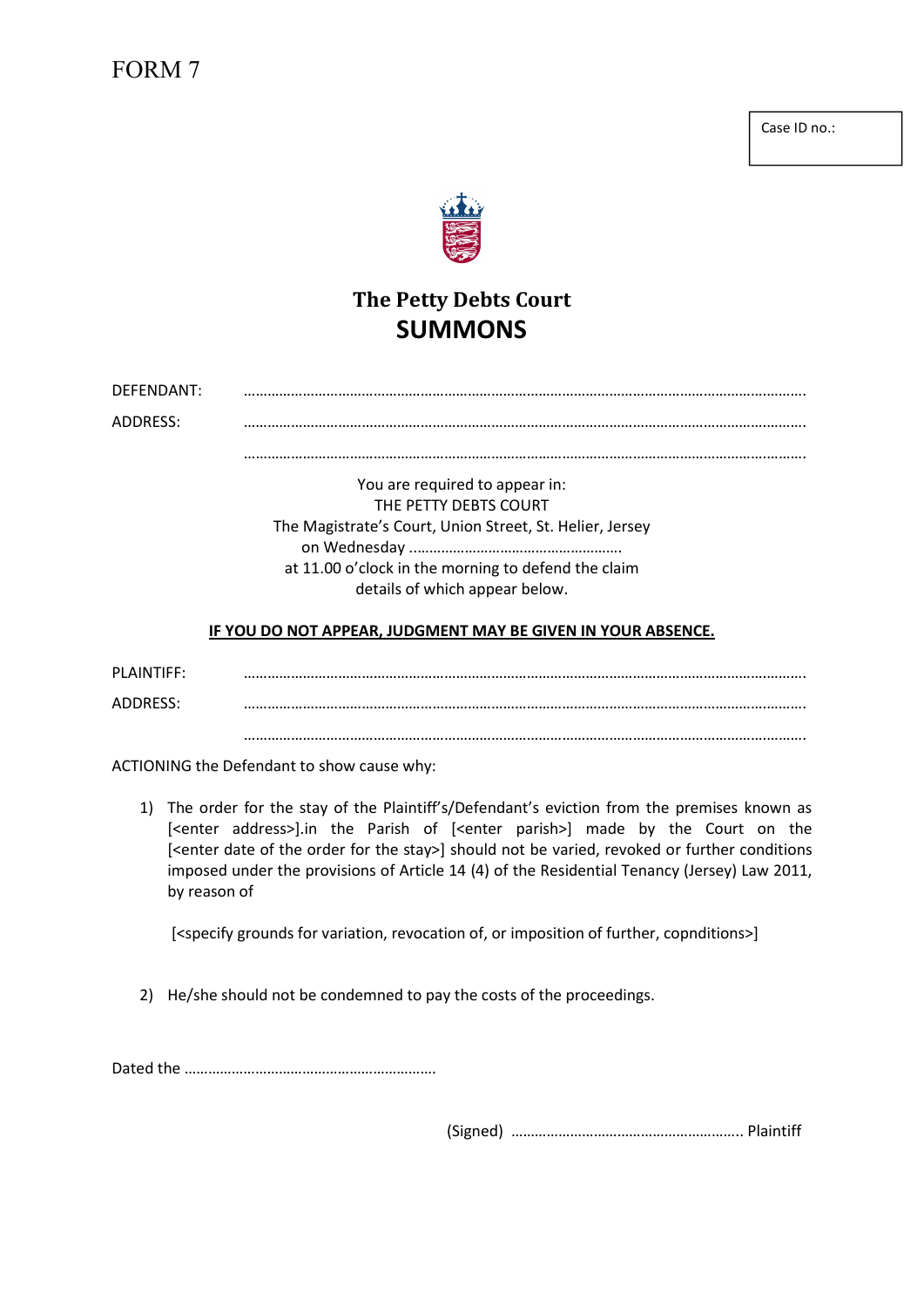FORM 7

Case ID no.:

## The Petty Debts Court
# SUMMONS

DEFENDANT: ……………………………………………………………………………………………………………………………

ADDRESS: ……………………………………………………………………………………………………………………………

……………………………………………………………………………………………………………………………

You are required to appear in:
THE PETTY DEBTS COURT
The Magistrate's Court, Union Street, St. Helier, Jersey
on Wednesday …………………………………………….
at 11.00 o'clock in the morning to defend the claim
details of which appear below.

**IF YOU DO NOT APPEAR, JUDGMENT MAY BE GIVEN IN YOUR ABSENCE.**

PLAINTIFF: ……………………………………………………………………………………………………………………………

ADDRESS: ……………………………………………………………………………………………………………………………

……………………………………………………………………………………………………………………………

ACTIONING the Defendant to show cause why:

1) The order for the stay of the Plaintiff's/Defendant's eviction from the premises known as [<enter address>].in the Parish of [<enter parish>] made by the Court on the [<enter date of the order for the stay>] should not be varied, revoked or further conditions imposed under the provisions of Article 14 (4) of the Residential Tenancy (Jersey) Law 2011, by reason of

   [<specify grounds for variation, revocation of, or imposition of further, copnditions>]

2) He/she should not be condemned to pay the costs of the proceedings.

Dated the ………………………………………………………

(Signed) ………………………………………………….. Plaintiff